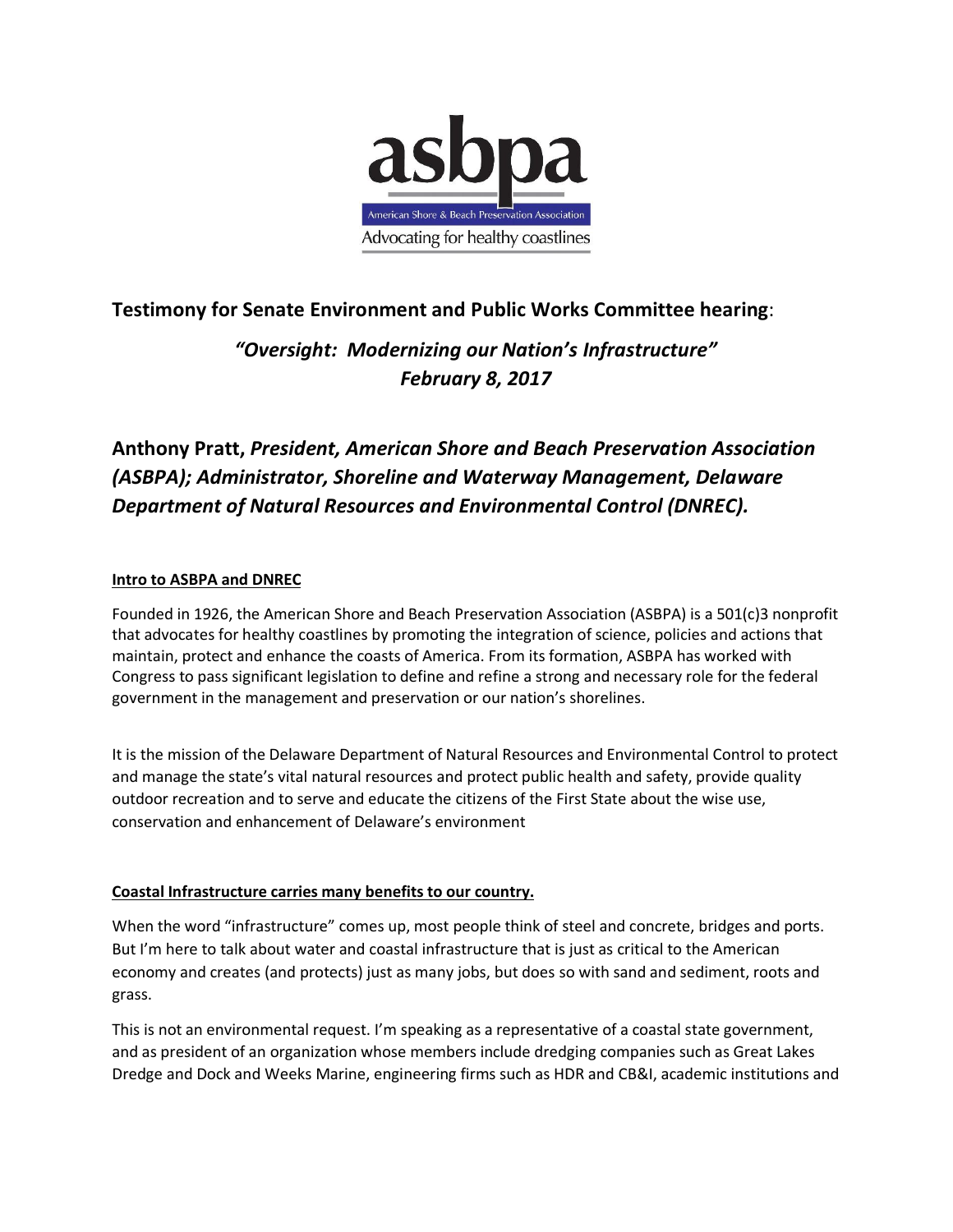asbpa

American Shore & Beach Preservation Association

Advocating for healthy coastlines

## Testimony for Senate Environment and Public Works Committee hearing:

### *"Oversight: Modernizing our Nation's Infrastructure"*
### *February 8, 2017*

## Anthony Pratt, *President, American Shore and Beach Preservation Association (ASBPA); Administrator, Shoreline and Waterway Management, Delaware Department of Natural Resources and Environmental Control (DNREC).*

**Intro to ASBPA and DNREC**

Founded in 1926, the American Shore and Beach Preservation Association (ASBPA) is a 501(c)3 nonprofit that advocates for healthy coastlines by promoting the integration of science, policies and actions that maintain, protect and enhance the coasts of America. From its formation, ASBPA has worked with Congress to pass significant legislation to define and refine a strong and necessary role for the federal government in the management and preservation or our nation's shorelines.

It is the mission of the Delaware Department of Natural Resources and Environmental Control to protect and manage the state's vital natural resources and protect public health and safety, provide quality outdoor recreation and to serve and educate the citizens of the First State about the wise use, conservation and enhancement of Delaware's environment

**Coastal Infrastructure carries many benefits to our country.**

When the word "infrastructure" comes up, most people think of steel and concrete, bridges and ports. But I'm here to talk about water and coastal infrastructure that is just as critical to the American economy and creates (and protects) just as many jobs, but does so with sand and sediment, roots and grass.

This is not an environmental request. I'm speaking as a representative of a coastal state government, and as president of an organization whose members include dredging companies such as Great Lakes Dredge and Dock and Weeks Marine, engineering firms such as HDR and CB&I, academic institutions and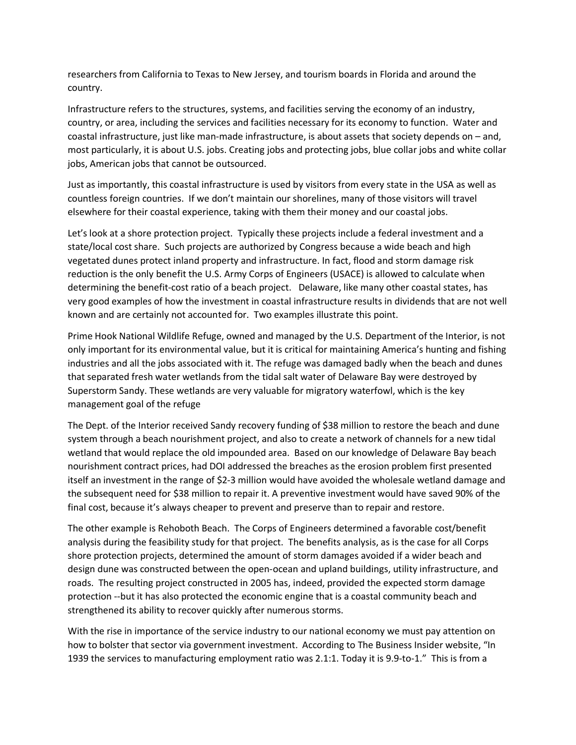researchers from California to Texas to New Jersey, and tourism boards in Florida and around the country.

Infrastructure refers to the structures, systems, and facilities serving the economy of an industry, country, or area, including the services and facilities necessary for its economy to function. Water and coastal infrastructure, just like man-made infrastructure, is about assets that society depends on – and, most particularly, it is about U.S. jobs. Creating jobs and protecting jobs, blue collar jobs and white collar jobs, American jobs that cannot be outsourced.

Just as importantly, this coastal infrastructure is used by visitors from every state in the USA as well as countless foreign countries. If we don't maintain our shorelines, many of those visitors will travel elsewhere for their coastal experience, taking with them their money and our coastal jobs.

Let's look at a shore protection project. Typically these projects include a federal investment and a state/local cost share. Such projects are authorized by Congress because a wide beach and high vegetated dunes protect inland property and infrastructure. In fact, flood and storm damage risk reduction is the only benefit the U.S. Army Corps of Engineers (USACE) is allowed to calculate when determining the benefit-cost ratio of a beach project. Delaware, like many other coastal states, has very good examples of how the investment in coastal infrastructure results in dividends that are not well known and are certainly not accounted for. Two examples illustrate this point.

Prime Hook National Wildlife Refuge, owned and managed by the U.S. Department of the Interior, is not only important for its environmental value, but it is critical for maintaining America's hunting and fishing industries and all the jobs associated with it. The refuge was damaged badly when the beach and dunes that separated fresh water wetlands from the tidal salt water of Delaware Bay were destroyed by Superstorm Sandy. These wetlands are very valuable for migratory waterfowl, which is the key management goal of the refuge

The Dept. of the Interior received Sandy recovery funding of $38 million to restore the beach and dune system through a beach nourishment project, and also to create a network of channels for a new tidal wetland that would replace the old impounded area. Based on our knowledge of Delaware Bay beach nourishment contract prices, had DOI addressed the breaches as the erosion problem first presented itself an investment in the range of $2-3 million would have avoided the wholesale wetland damage and the subsequent need for $38 million to repair it. A preventive investment would have saved 90% of the final cost, because it's always cheaper to prevent and preserve than to repair and restore.

The other example is Rehoboth Beach. The Corps of Engineers determined a favorable cost/benefit analysis during the feasibility study for that project. The benefits analysis, as is the case for all Corps shore protection projects, determined the amount of storm damages avoided if a wider beach and design dune was constructed between the open-ocean and upland buildings, utility infrastructure, and roads. The resulting project constructed in 2005 has, indeed, provided the expected storm damage protection --but it has also protected the economic engine that is a coastal community beach and strengthened its ability to recover quickly after numerous storms.

With the rise in importance of the service industry to our national economy we must pay attention on how to bolster that sector via government investment. According to The Business Insider website, "In 1939 the services to manufacturing employment ratio was 2.1:1. Today it is 9.9-to-1." This is from a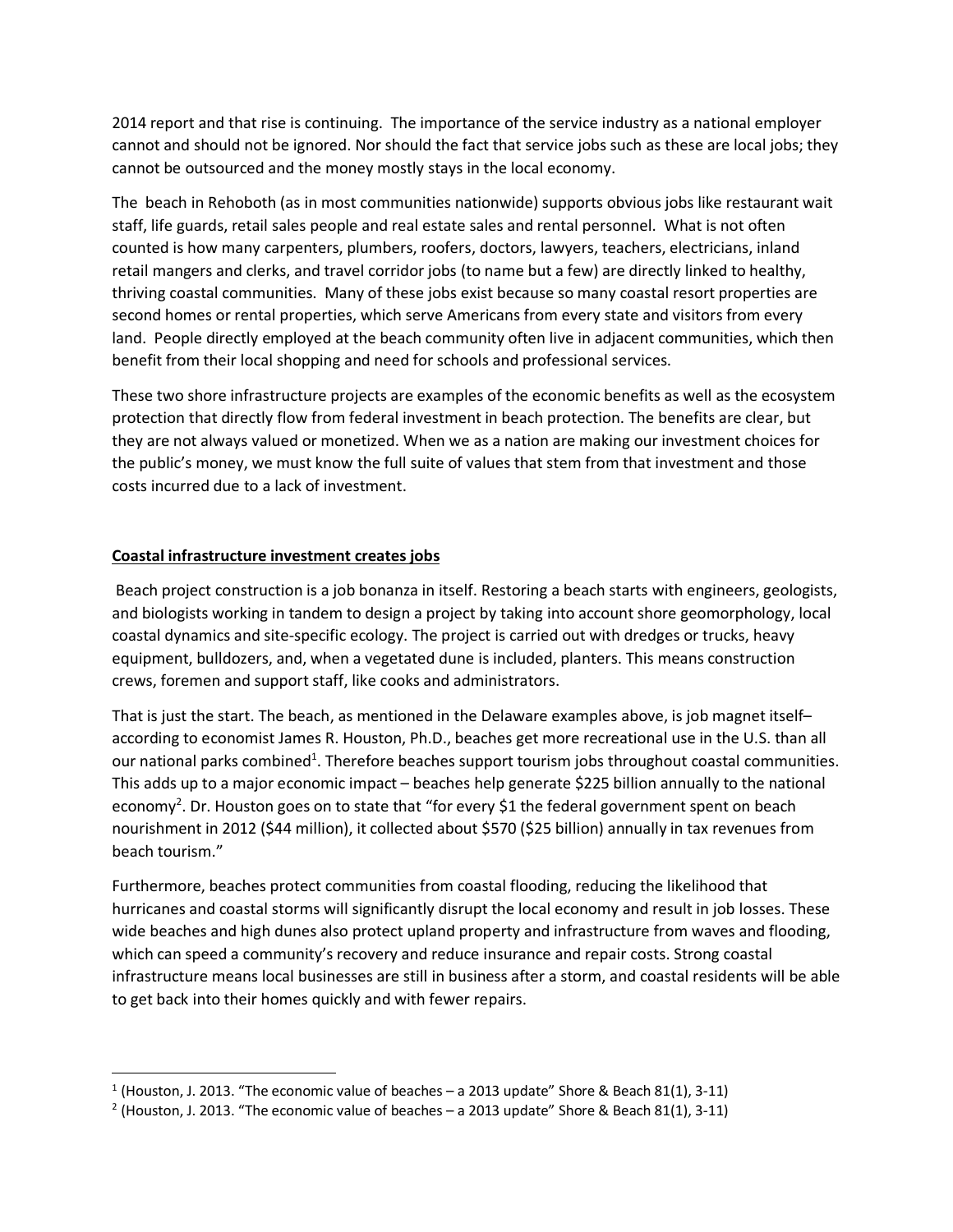2014 report and that rise is continuing. The importance of the service industry as a national employer cannot and should not be ignored. Nor should the fact that service jobs such as these are local jobs; they cannot be outsourced and the money mostly stays in the local economy.

The beach in Rehoboth (as in most communities nationwide) supports obvious jobs like restaurant wait staff, life guards, retail sales people and real estate sales and rental personnel. What is not often counted is how many carpenters, plumbers, roofers, doctors, lawyers, teachers, electricians, inland retail mangers and clerks, and travel corridor jobs (to name but a few) are directly linked to healthy, thriving coastal communities. Many of these jobs exist because so many coastal resort properties are second homes or rental properties, which serve Americans from every state and visitors from every land. People directly employed at the beach community often live in adjacent communities, which then benefit from their local shopping and need for schools and professional services.

These two shore infrastructure projects are examples of the economic benefits as well as the ecosystem protection that directly flow from federal investment in beach protection. The benefits are clear, but they are not always valued or monetized. When we as a nation are making our investment choices for the public's money, we must know the full suite of values that stem from that investment and those costs incurred due to a lack of investment.

## Coastal infrastructure investment creates jobs

Beach project construction is a job bonanza in itself. Restoring a beach starts with engineers, geologists, and biologists working in tandem to design a project by taking into account shore geomorphology, local coastal dynamics and site-specific ecology. The project is carried out with dredges or trucks, heavy equipment, bulldozers, and, when a vegetated dune is included, planters. This means construction crews, foremen and support staff, like cooks and administrators.

That is just the start. The beach, as mentioned in the Delaware examples above, is job magnet itself– according to economist James R. Houston, Ph.D., beaches get more recreational use in the U.S. than all our national parks combined[1]. Therefore beaches support tourism jobs throughout coastal communities. This adds up to a major economic impact – beaches help generate $225 billion annually to the national economy[2]. Dr. Houston goes on to state that "for every $1 the federal government spent on beach nourishment in 2012 ($44 million), it collected about $570 ($25 billion) annually in tax revenues from beach tourism."

Furthermore, beaches protect communities from coastal flooding, reducing the likelihood that hurricanes and coastal storms will significantly disrupt the local economy and result in job losses. These wide beaches and high dunes also protect upland property and infrastructure from waves and flooding, which can speed a community's recovery and reduce insurance and repair costs. Strong coastal infrastructure means local businesses are still in business after a storm, and coastal residents will be able to get back into their homes quickly and with fewer repairs.

---

[1] (Houston, J. 2013. "The economic value of beaches – a 2013 update" Shore & Beach 81(1), 3-11)

[2] (Houston, J. 2013. "The economic value of beaches – a 2013 update" Shore & Beach 81(1), 3-11)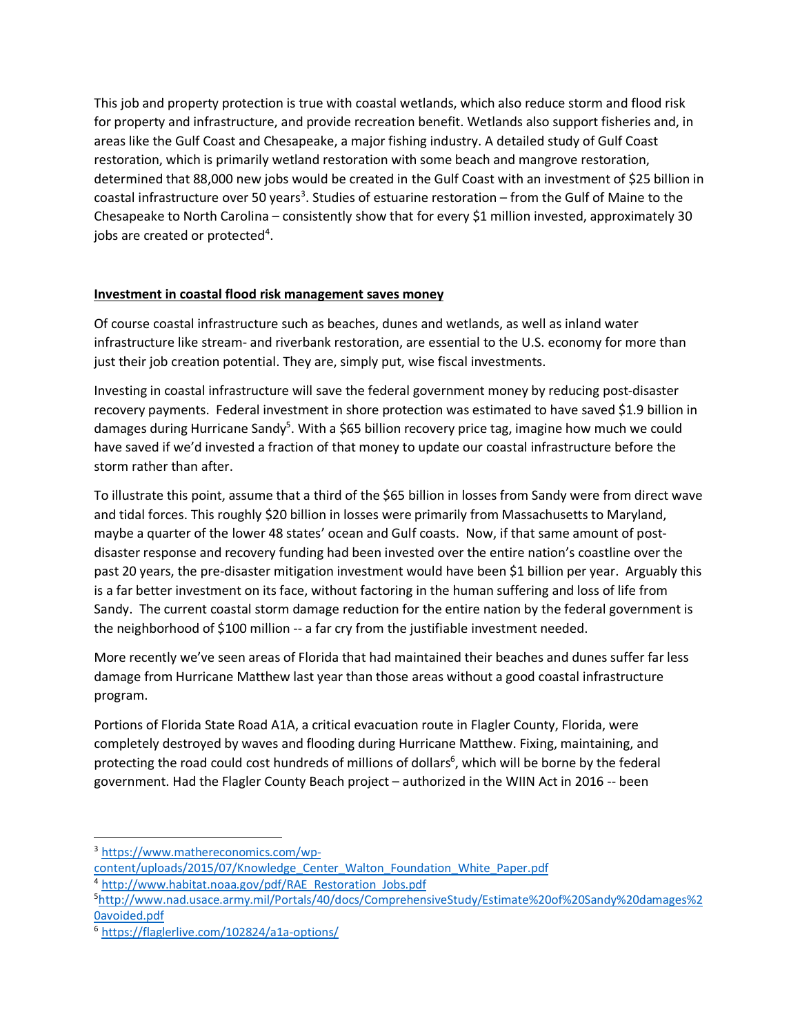This job and property protection is true with coastal wetlands, which also reduce storm and flood risk for property and infrastructure, and provide recreation benefit. Wetlands also support fisheries and, in areas like the Gulf Coast and Chesapeake, a major fishing industry. A detailed study of Gulf Coast restoration, which is primarily wetland restoration with some beach and mangrove restoration, determined that 88,000 new jobs would be created in the Gulf Coast with an investment of $25 billion in coastal infrastructure over 50 years[3]. Studies of estuarine restoration – from the Gulf of Maine to the Chesapeake to North Carolina – consistently show that for every $1 million invested, approximately 30 jobs are created or protected[4].

**Investment in coastal flood risk management saves money**

Of course coastal infrastructure such as beaches, dunes and wetlands, as well as inland water infrastructure like stream- and riverbank restoration, are essential to the U.S. economy for more than just their job creation potential. They are, simply put, wise fiscal investments.

Investing in coastal infrastructure will save the federal government money by reducing post-disaster recovery payments. Federal investment in shore protection was estimated to have saved $1.9 billion in damages during Hurricane Sandy[5]. With a $65 billion recovery price tag, imagine how much we could have saved if we'd invested a fraction of that money to update our coastal infrastructure before the storm rather than after.

To illustrate this point, assume that a third of the $65 billion in losses from Sandy were from direct wave and tidal forces. This roughly $20 billion in losses were primarily from Massachusetts to Maryland, maybe a quarter of the lower 48 states' ocean and Gulf coasts. Now, if that same amount of post-disaster response and recovery funding had been invested over the entire nation's coastline over the past 20 years, the pre-disaster mitigation investment would have been $1 billion per year. Arguably this is a far better investment on its face, without factoring in the human suffering and loss of life from Sandy. The current coastal storm damage reduction for the entire nation by the federal government is the neighborhood of $100 million -- a far cry from the justifiable investment needed.

More recently we've seen areas of Florida that had maintained their beaches and dunes suffer far less damage from Hurricane Matthew last year than those areas without a good coastal infrastructure program.

Portions of Florida State Road A1A, a critical evacuation route in Flagler County, Florida, were completely destroyed by waves and flooding during Hurricane Matthew. Fixing, maintaining, and protecting the road could cost hundreds of millions of dollars[6], which will be borne by the federal government. Had the Flagler County Beach project – authorized in the WIIN Act in 2016 -- been

---

[3] https://www.mathereconomics.com/wp-content/uploads/2015/07/Knowledge_Center_Walton_Foundation_White_Paper.pdf

[4] http://www.habitat.noaa.gov/pdf/RAE_Restoration_Jobs.pdf

[5] http://www.nad.usace.army.mil/Portals/40/docs/ComprehensiveStudy/Estimate%20of%20Sandy%20damages%20avoided.pdf

[6] https://flaglerlive.com/102824/a1a-options/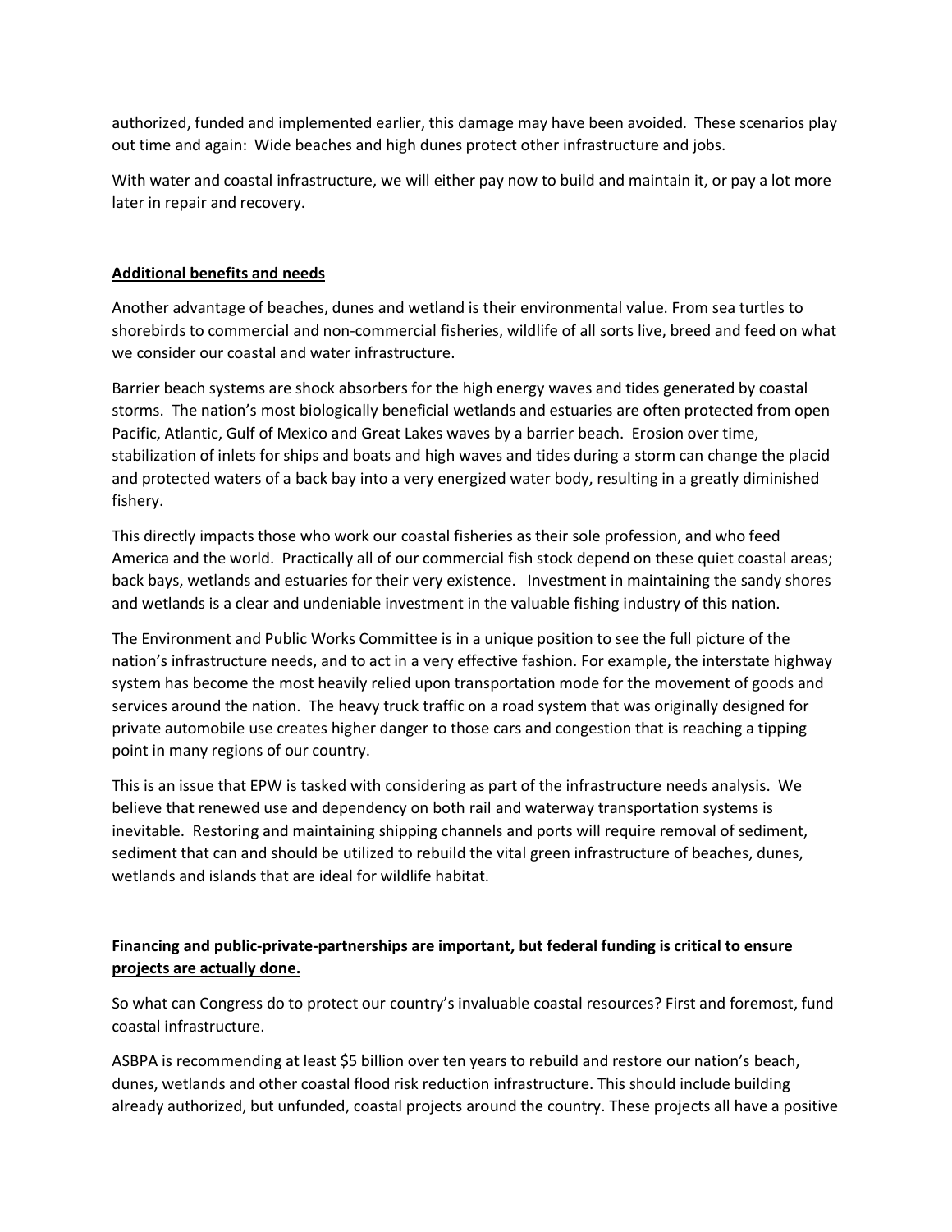authorized, funded and implemented earlier, this damage may have been avoided. These scenarios play out time and again: Wide beaches and high dunes protect other infrastructure and jobs.

With water and coastal infrastructure, we will either pay now to build and maintain it, or pay a lot more later in repair and recovery.

**Additional benefits and needs**

Another advantage of beaches, dunes and wetland is their environmental value. From sea turtles to shorebirds to commercial and non-commercial fisheries, wildlife of all sorts live, breed and feed on what we consider our coastal and water infrastructure.

Barrier beach systems are shock absorbers for the high energy waves and tides generated by coastal storms. The nation's most biologically beneficial wetlands and estuaries are often protected from open Pacific, Atlantic, Gulf of Mexico and Great Lakes waves by a barrier beach. Erosion over time, stabilization of inlets for ships and boats and high waves and tides during a storm can change the placid and protected waters of a back bay into a very energized water body, resulting in a greatly diminished fishery.

This directly impacts those who work our coastal fisheries as their sole profession, and who feed America and the world. Practically all of our commercial fish stock depend on these quiet coastal areas; back bays, wetlands and estuaries for their very existence. Investment in maintaining the sandy shores and wetlands is a clear and undeniable investment in the valuable fishing industry of this nation.

The Environment and Public Works Committee is in a unique position to see the full picture of the nation's infrastructure needs, and to act in a very effective fashion. For example, the interstate highway system has become the most heavily relied upon transportation mode for the movement of goods and services around the nation. The heavy truck traffic on a road system that was originally designed for private automobile use creates higher danger to those cars and congestion that is reaching a tipping point in many regions of our country.

This is an issue that EPW is tasked with considering as part of the infrastructure needs analysis. We believe that renewed use and dependency on both rail and waterway transportation systems is inevitable. Restoring and maintaining shipping channels and ports will require removal of sediment, sediment that can and should be utilized to rebuild the vital green infrastructure of beaches, dunes, wetlands and islands that are ideal for wildlife habitat.

**Financing and public-private-partnerships are important, but federal funding is critical to ensure projects are actually done.**

So what can Congress do to protect our country's invaluable coastal resources? First and foremost, fund coastal infrastructure.

ASBPA is recommending at least $5 billion over ten years to rebuild and restore our nation's beach, dunes, wetlands and other coastal flood risk reduction infrastructure. This should include building already authorized, but unfunded, coastal projects around the country. These projects all have a positive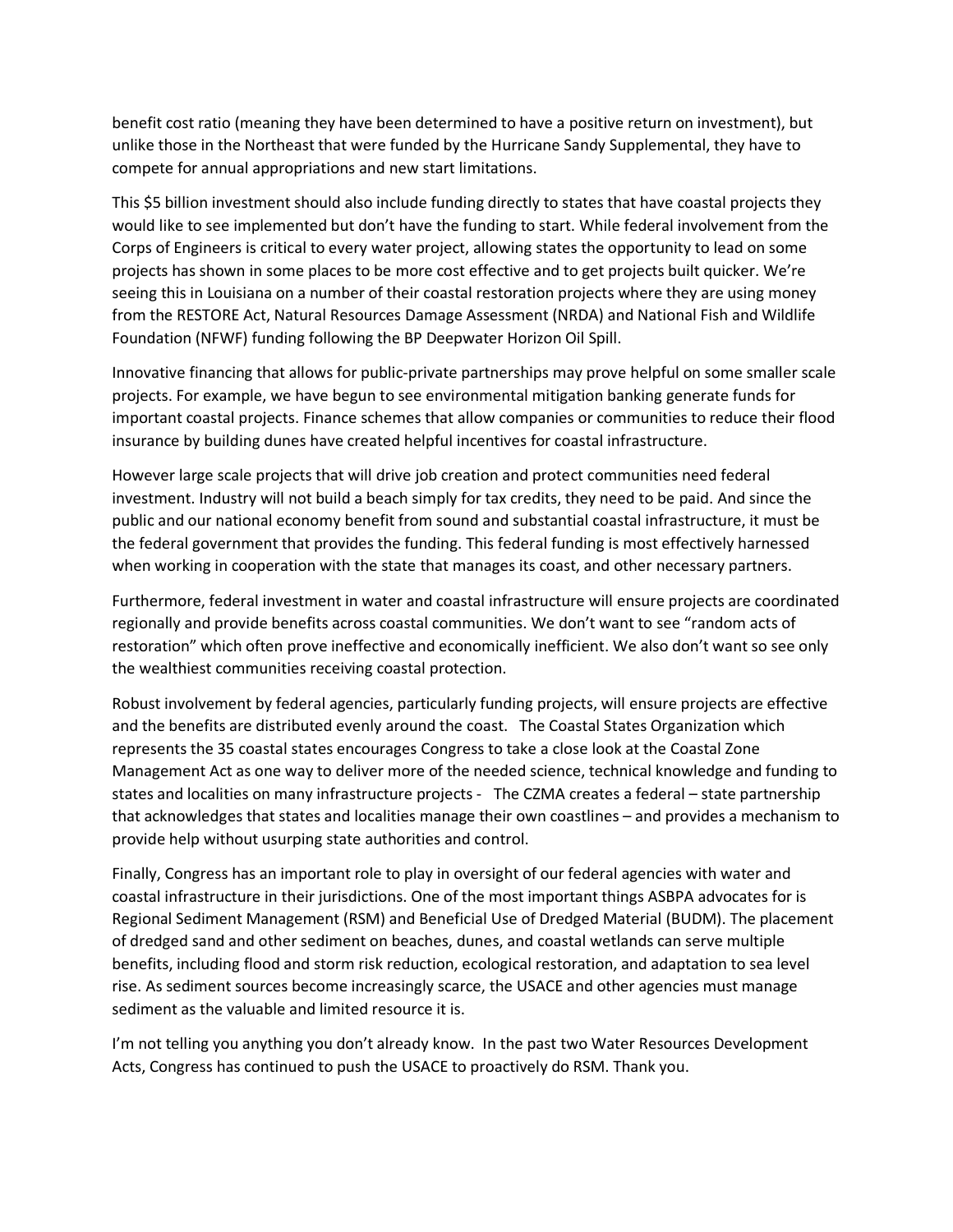benefit cost ratio (meaning they have been determined to have a positive return on investment), but unlike those in the Northeast that were funded by the Hurricane Sandy Supplemental, they have to compete for annual appropriations and new start limitations.

This $5 billion investment should also include funding directly to states that have coastal projects they would like to see implemented but don't have the funding to start. While federal involvement from the Corps of Engineers is critical to every water project, allowing states the opportunity to lead on some projects has shown in some places to be more cost effective and to get projects built quicker. We're seeing this in Louisiana on a number of their coastal restoration projects where they are using money from the RESTORE Act, Natural Resources Damage Assessment (NRDA) and National Fish and Wildlife Foundation (NFWF) funding following the BP Deepwater Horizon Oil Spill.

Innovative financing that allows for public-private partnerships may prove helpful on some smaller scale projects. For example, we have begun to see environmental mitigation banking generate funds for important coastal projects. Finance schemes that allow companies or communities to reduce their flood insurance by building dunes have created helpful incentives for coastal infrastructure.

However large scale projects that will drive job creation and protect communities need federal investment. Industry will not build a beach simply for tax credits, they need to be paid. And since the public and our national economy benefit from sound and substantial coastal infrastructure, it must be the federal government that provides the funding. This federal funding is most effectively harnessed when working in cooperation with the state that manages its coast, and other necessary partners.

Furthermore, federal investment in water and coastal infrastructure will ensure projects are coordinated regionally and provide benefits across coastal communities. We don't want to see "random acts of restoration" which often prove ineffective and economically inefficient. We also don't want so see only the wealthiest communities receiving coastal protection.

Robust involvement by federal agencies, particularly funding projects, will ensure projects are effective and the benefits are distributed evenly around the coast. The Coastal States Organization which represents the 35 coastal states encourages Congress to take a close look at the Coastal Zone Management Act as one way to deliver more of the needed science, technical knowledge and funding to states and localities on many infrastructure projects - The CZMA creates a federal – state partnership that acknowledges that states and localities manage their own coastlines – and provides a mechanism to provide help without usurping state authorities and control.

Finally, Congress has an important role to play in oversight of our federal agencies with water and coastal infrastructure in their jurisdictions. One of the most important things ASBPA advocates for is Regional Sediment Management (RSM) and Beneficial Use of Dredged Material (BUDM). The placement of dredged sand and other sediment on beaches, dunes, and coastal wetlands can serve multiple benefits, including flood and storm risk reduction, ecological restoration, and adaptation to sea level rise. As sediment sources become increasingly scarce, the USACE and other agencies must manage sediment as the valuable and limited resource it is.

I'm not telling you anything you don't already know. In the past two Water Resources Development Acts, Congress has continued to push the USACE to proactively do RSM. Thank you.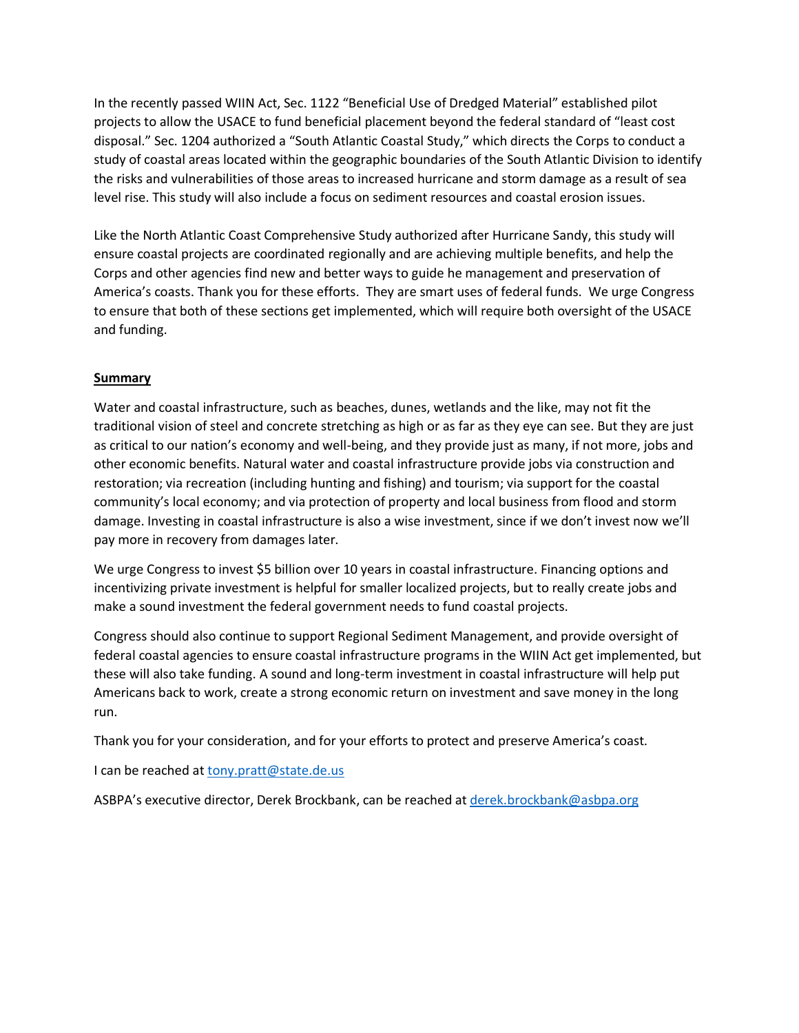In the recently passed WIIN Act, Sec. 1122 "Beneficial Use of Dredged Material" established pilot projects to allow the USACE to fund beneficial placement beyond the federal standard of "least cost disposal." Sec. 1204 authorized a "South Atlantic Coastal Study," which directs the Corps to conduct a study of coastal areas located within the geographic boundaries of the South Atlantic Division to identify the risks and vulnerabilities of those areas to increased hurricane and storm damage as a result of sea level rise. This study will also include a focus on sediment resources and coastal erosion issues.

Like the North Atlantic Coast Comprehensive Study authorized after Hurricane Sandy, this study will ensure coastal projects are coordinated regionally and are achieving multiple benefits, and help the Corps and other agencies find new and better ways to guide he management and preservation of America's coasts. Thank you for these efforts. They are smart uses of federal funds. We urge Congress to ensure that both of these sections get implemented, which will require both oversight of the USACE and funding.

**Summary**

Water and coastal infrastructure, such as beaches, dunes, wetlands and the like, may not fit the traditional vision of steel and concrete stretching as high or as far as they eye can see. But they are just as critical to our nation's economy and well-being, and they provide just as many, if not more, jobs and other economic benefits. Natural water and coastal infrastructure provide jobs via construction and restoration; via recreation (including hunting and fishing) and tourism; via support for the coastal community's local economy; and via protection of property and local business from flood and storm damage. Investing in coastal infrastructure is also a wise investment, since if we don't invest now we'll pay more in recovery from damages later.

We urge Congress to invest $5 billion over 10 years in coastal infrastructure. Financing options and incentivizing private investment is helpful for smaller localized projects, but to really create jobs and make a sound investment the federal government needs to fund coastal projects.

Congress should also continue to support Regional Sediment Management, and provide oversight of federal coastal agencies to ensure coastal infrastructure programs in the WIIN Act get implemented, but these will also take funding. A sound and long-term investment in coastal infrastructure will help put Americans back to work, create a strong economic return on investment and save money in the long run.

Thank you for your consideration, and for your efforts to protect and preserve America's coast.

I can be reached at tony.pratt@state.de.us

ASBPA's executive director, Derek Brockbank, can be reached at derek.brockbank@asbpa.org